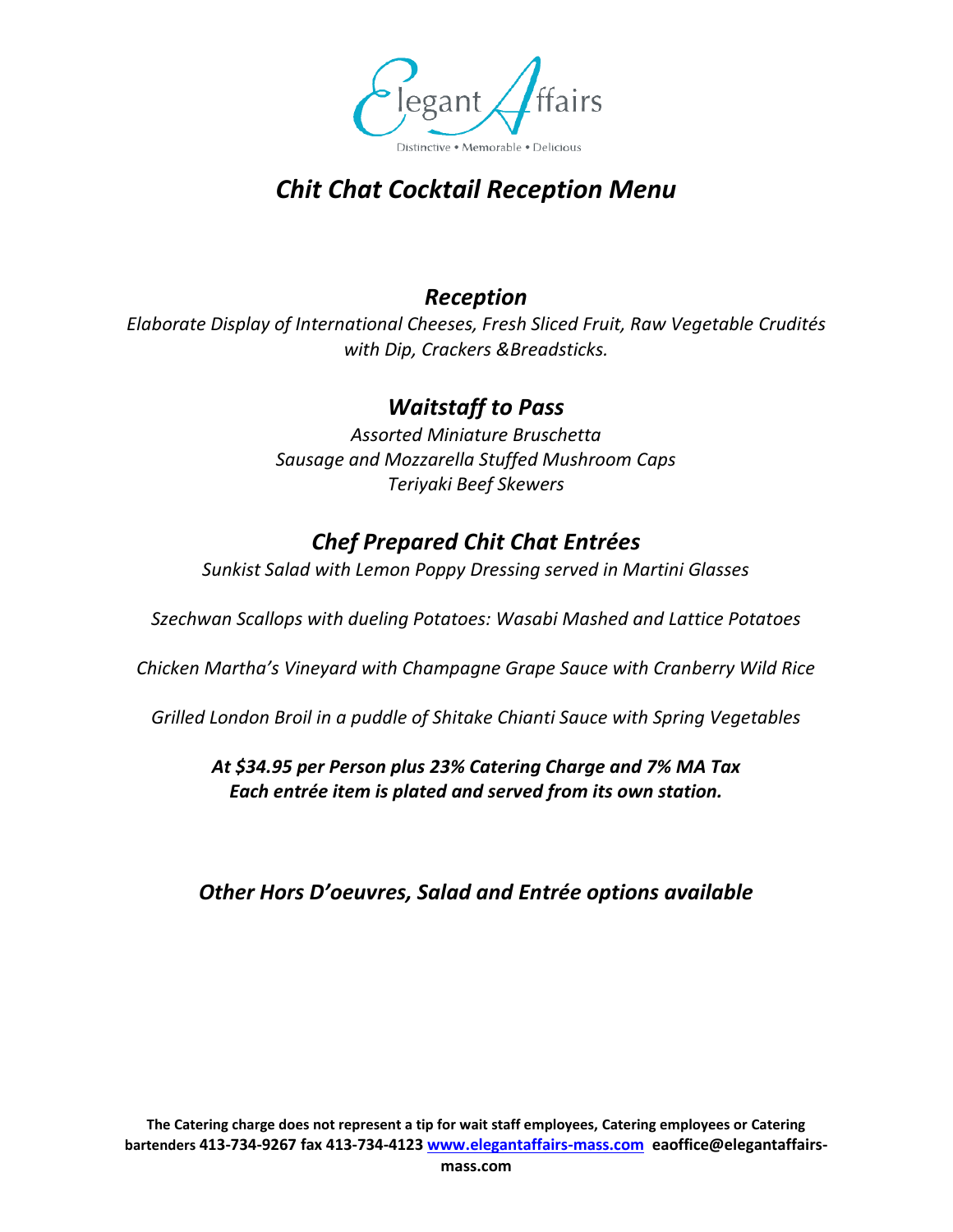Elegant Affairs

Distinctive • Memorable • Delicious

# *Chit Chat Cocktail Reception Menu*

## *Reception*

*Elaborate Display of International Cheeses, Fresh Sliced Fruit, Raw Vegetable Crudités with Dip, Crackers &Breadsticks.*

## *Waitstaff to Pass*

*Assorted Miniature Bruschetta*
*Sausage and Mozzarella Stuffed Mushroom Caps*
*Teriyaki Beef Skewers*

## *Chef Prepared Chit Chat Entrées*

*Sunkist Salad with Lemon Poppy Dressing served in Martini Glasses*

*Szechwan Scallops with dueling Potatoes: Wasabi Mashed and Lattice Potatoes*

*Chicken Martha's Vineyard with Champagne Grape Sauce with Cranberry Wild Rice*

*Grilled London Broil in a puddle of Shitake Chianti Sauce with Spring Vegetables*

***At $34.95 per Person plus 23% Catering Charge and 7% MA Tax***
***Each entrée item is plated and served from its own station.***

## *Other Hors D'oeuvres, Salad and Entrée options available*

**The Catering charge does not represent a tip for wait staff employees, Catering employees or Catering bartenders 413-734-9267 fax 413-734-4123 [www.elegantaffairs-mass.com](http://www.elegantaffairs-mass.com) eaoffice@elegantaffairs-mass.com**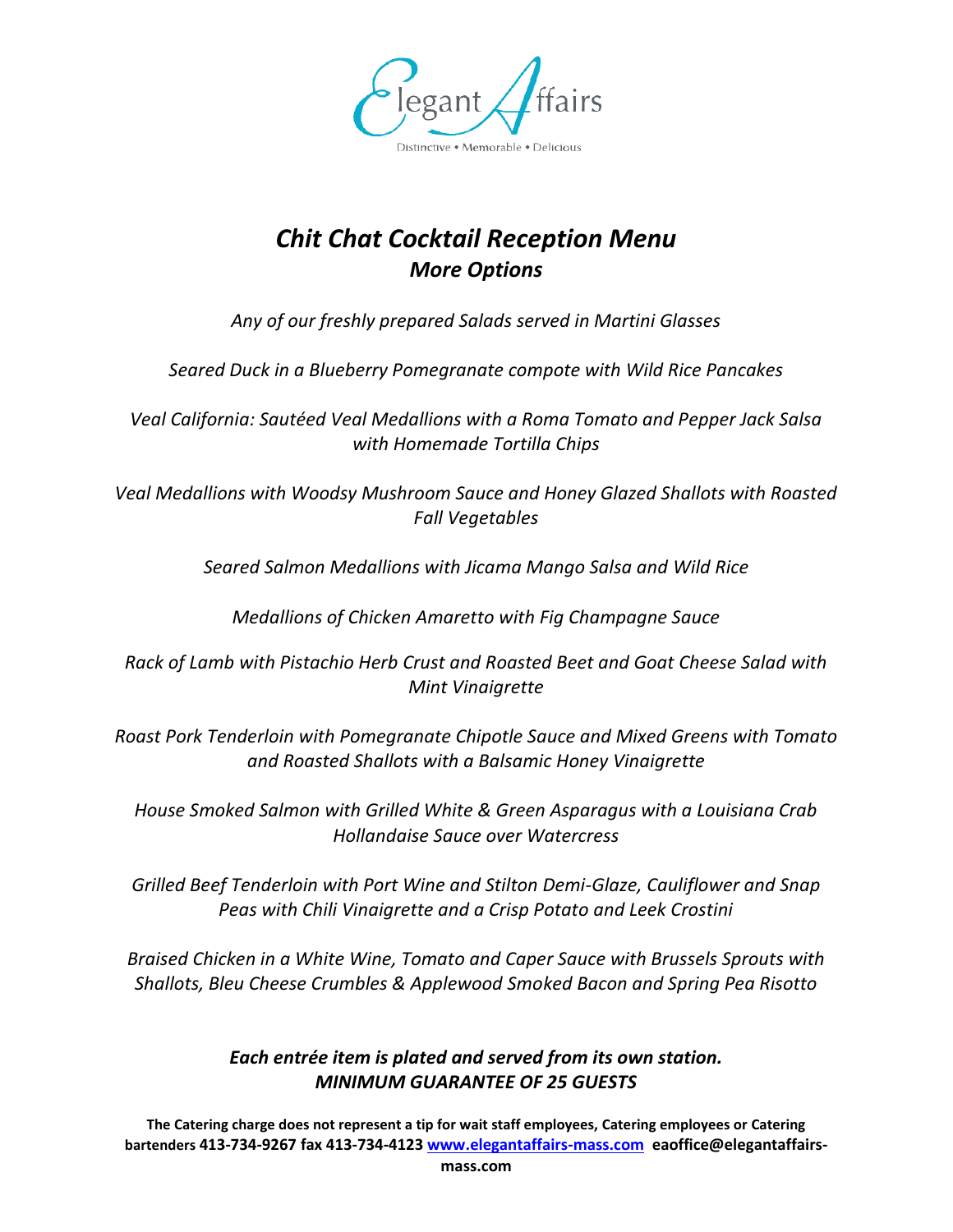Elegant Affairs

Distinctive • Memorable • Delicious

# *Chit Chat Cocktail Reception Menu*

## *More Options*

*Any of our freshly prepared Salads served in Martini Glasses*

*Seared Duck in a Blueberry Pomegranate compote with Wild Rice Pancakes*

*Veal California: Sautéed Veal Medallions with a Roma Tomato and Pepper Jack Salsa with Homemade Tortilla Chips*

*Veal Medallions with Woodsy Mushroom Sauce and Honey Glazed Shallots with Roasted Fall Vegetables*

*Seared Salmon Medallions with Jicama Mango Salsa and Wild Rice*

*Medallions of Chicken Amaretto with Fig Champagne Sauce*

*Rack of Lamb with Pistachio Herb Crust and Roasted Beet and Goat Cheese Salad with Mint Vinaigrette*

*Roast Pork Tenderloin with Pomegranate Chipotle Sauce and Mixed Greens with Tomato and Roasted Shallots with a Balsamic Honey Vinaigrette*

*House Smoked Salmon with Grilled White & Green Asparagus with a Louisiana Crab Hollandaise Sauce over Watercress*

*Grilled Beef Tenderloin with Port Wine and Stilton Demi-Glaze, Cauliflower and Snap Peas with Chili Vinaigrette and a Crisp Potato and Leek Crostini*

*Braised Chicken in a White Wine, Tomato and Caper Sauce with Brussels Sprouts with Shallots, Bleu Cheese Crumbles & Applewood Smoked Bacon and Spring Pea Risotto*

***Each entrée item is plated and served from its own station.***
***MINIMUM GUARANTEE OF 25 GUESTS***

**The Catering charge does not represent a tip for wait staff employees, Catering employees or Catering bartenders 413-734-9267 fax 413-734-4123 [www.elegantaffairs-mass.com](http://www.elegantaffairs-mass.com) eaoffice@elegantaffairs-mass.com**